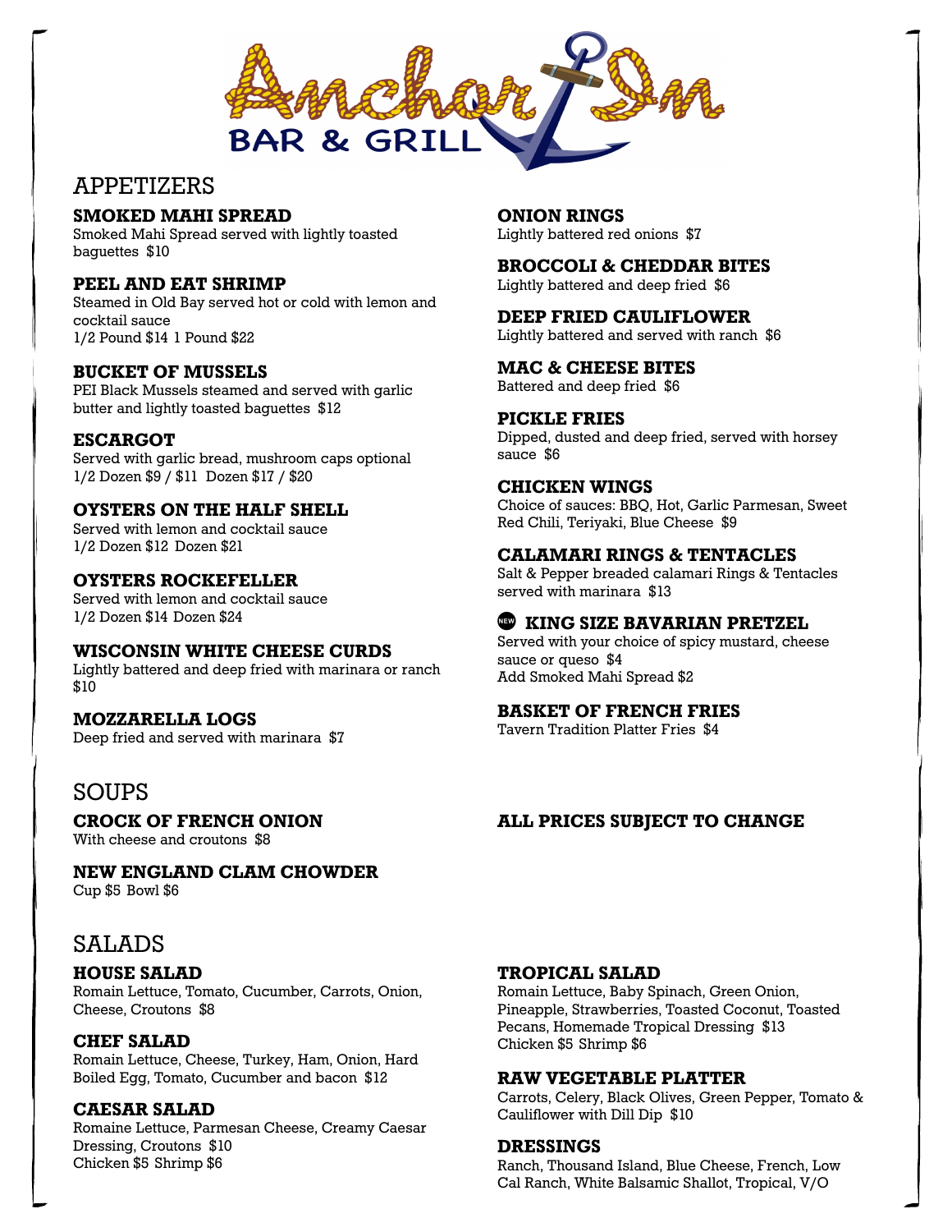# Anchor Inn BAR & GRILL

## APPETIZERS

### SMOKED MAHI SPREAD
Smoked Mahi Spread served with lightly toasted baguettes $10

### PEEL AND EAT SHRIMP
Steamed in Old Bay served hot or cold with lemon and cocktail sauce
1/2 Pound $14 1 Pound $22

### BUCKET OF MUSSELS
PEI Black Mussels steamed and served with garlic butter and lightly toasted baguettes $12

### ESCARGOT
Served with garlic bread, mushroom caps optional
1/2 Dozen $9 / $11 Dozen $17 / $20

### OYSTERS ON THE HALF SHELL
Served with lemon and cocktail sauce
1/2 Dozen $12 Dozen $21

### OYSTERS ROCKEFELLER
Served with lemon and cocktail sauce
1/2 Dozen $14 Dozen $24

### WISCONSIN WHITE CHEESE CURDS
Lightly battered and deep fried with marinara or ranch $10

### MOZZARELLA LOGS
Deep fried and served with marinara $7

### ONION RINGS
Lightly battered red onions $7

### BROCCOLI & CHEDDAR BITES
Lightly battered and deep fried $6

### DEEP FRIED CAULIFLOWER
Lightly battered and served with ranch $6

### MAC & CHEESE BITES
Battered and deep fried $6

### PICKLE FRIES
Dipped, dusted and deep fried, served with horsey sauce $6

### CHICKEN WINGS
Choice of sauces: BBQ, Hot, Garlic Parmesan, Sweet Red Chili, Teriyaki, Blue Cheese $9

### CALAMARI RINGS & TENTACLES
Salt & Pepper breaded calamari Rings & Tentacles served with marinara $13

### NEW KING SIZE BAVARIAN PRETZEL
Served with your choice of spicy mustard, cheese sauce or queso $4
Add Smoked Mahi Spread $2

### BASKET OF FRENCH FRIES
Tavern Tradition Platter Fries $4

## SOUPS

### CROCK OF FRENCH ONION
With cheese and croutons $8

### NEW ENGLAND CLAM CHOWDER
Cup $5 Bowl $6

**ALL PRICES SUBJECT TO CHANGE**

## SALADS

### HOUSE SALAD
Romain Lettuce, Tomato, Cucumber, Carrots, Onion, Cheese, Croutons $8

### CHEF SALAD
Romain Lettuce, Cheese, Turkey, Ham, Onion, Hard Boiled Egg, Tomato, Cucumber and bacon $12

### CAESAR SALAD
Romaine Lettuce, Parmesan Cheese, Creamy Caesar Dressing, Croutons $10
Chicken $5 Shrimp $6

### TROPICAL SALAD
Romain Lettuce, Baby Spinach, Green Onion, Pineapple, Strawberries, Toasted Coconut, Toasted Pecans, Homemade Tropical Dressing $13
Chicken $5 Shrimp $6

### RAW VEGETABLE PLATTER
Carrots, Celery, Black Olives, Green Pepper, Tomato & Cauliflower with Dill Dip $10

### DRESSINGS
Ranch, Thousand Island, Blue Cheese, French, Low Cal Ranch, White Balsamic Shallot, Tropical, V/O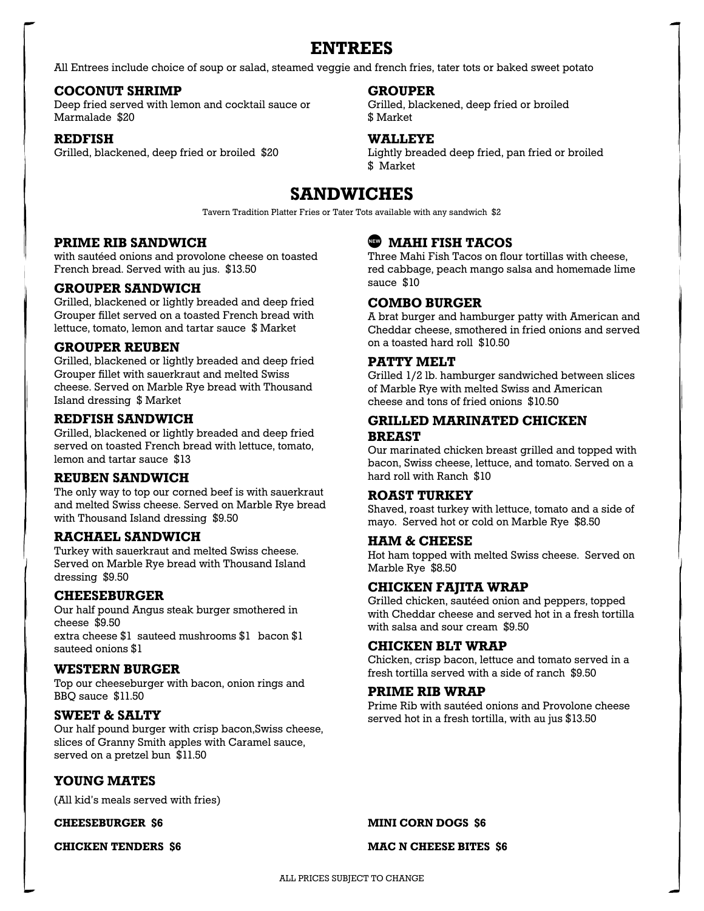# ENTREES

All Entrees include choice of soup or salad, steamed veggie and french fries, tater tots or baked sweet potato

### COCONUT SHRIMP

Deep fried served with lemon and cocktail sauce or Marmalade $20

### REDFISH

Grilled, blackened, deep fried or broiled $20

### GROUPER

Grilled, blackened, deep fried or broiled
$ Market

### WALLEYE

Lightly breaded deep fried, pan fried or broiled
$ Market

# SANDWICHES

Tavern Tradition Platter Fries or Tater Tots available with any sandwich $2

### PRIME RIB SANDWICH

with sautéed onions and provolone cheese on toasted French bread. Served with au jus. $13.50

### GROUPER SANDWICH

Grilled, blackened or lightly breaded and deep fried Grouper fillet served on a toasted French bread with lettuce, tomato, lemon and tartar sauce $ Market

### GROUPER REUBEN

Grilled, blackened or lightly breaded and deep fried Grouper fillet with sauerkraut and melted Swiss cheese. Served on Marble Rye bread with Thousand Island dressing $ Market

### REDFISH SANDWICH

Grilled, blackened or lightly breaded and deep fried served on toasted French bread with lettuce, tomato, lemon and tartar sauce $13

### REUBEN SANDWICH

The only way to top our corned beef is with sauerkraut and melted Swiss cheese. Served on Marble Rye bread with Thousand Island dressing $9.50

### RACHAEL SANDWICH

Turkey with sauerkraut and melted Swiss cheese. Served on Marble Rye bread with Thousand Island dressing $9.50

### CHEESEBURGER

Our half pound Angus steak burger smothered in cheese $9.50
extra cheese $1 sauteed mushrooms $1 bacon $1 sauteed onions $1

### WESTERN BURGER

Top our cheeseburger with bacon, onion rings and BBQ sauce $11.50

### SWEET & SALTY

Our half pound burger with crisp bacon,Swiss cheese, slices of Granny Smith apples with Caramel sauce, served on a pretzel bun $11.50

### NEW MAHI FISH TACOS

Three Mahi Fish Tacos on flour tortillas with cheese, red cabbage, peach mango salsa and homemade lime sauce $10

### COMBO BURGER

A brat burger and hamburger patty with American and Cheddar cheese, smothered in fried onions and served on a toasted hard roll $10.50

### PATTY MELT

Grilled 1/2 lb. hamburger sandwiched between slices of Marble Rye with melted Swiss and American cheese and tons of fried onions $10.50

### GRILLED MARINATED CHICKEN BREAST

Our marinated chicken breast grilled and topped with bacon, Swiss cheese, lettuce, and tomato. Served on a hard roll with Ranch $10

### ROAST TURKEY

Shaved, roast turkey with lettuce, tomato and a side of mayo. Served hot or cold on Marble Rye $8.50

### HAM & CHEESE

Hot ham topped with melted Swiss cheese. Served on Marble Rye $8.50

### CHICKEN FAJITA WRAP

Grilled chicken, sautéed onion and peppers, topped with Cheddar cheese and served hot in a fresh tortilla with salsa and sour cream $9.50

### CHICKEN BLT WRAP

Chicken, crisp bacon, lettuce and tomato served in a fresh tortilla served with a side of ranch $9.50

### PRIME RIB WRAP

Prime Rib with sautéed onions and Provolone cheese served hot in a fresh tortilla, with au jus $13.50

## YOUNG MATES

(All kid's meals served with fries)

**CHEESEBURGER $6**

**CHICKEN TENDERS $6**

**MINI CORN DOGS $6**

**MAC N CHEESE BITES $6**

ALL PRICES SUBJECT TO CHANGE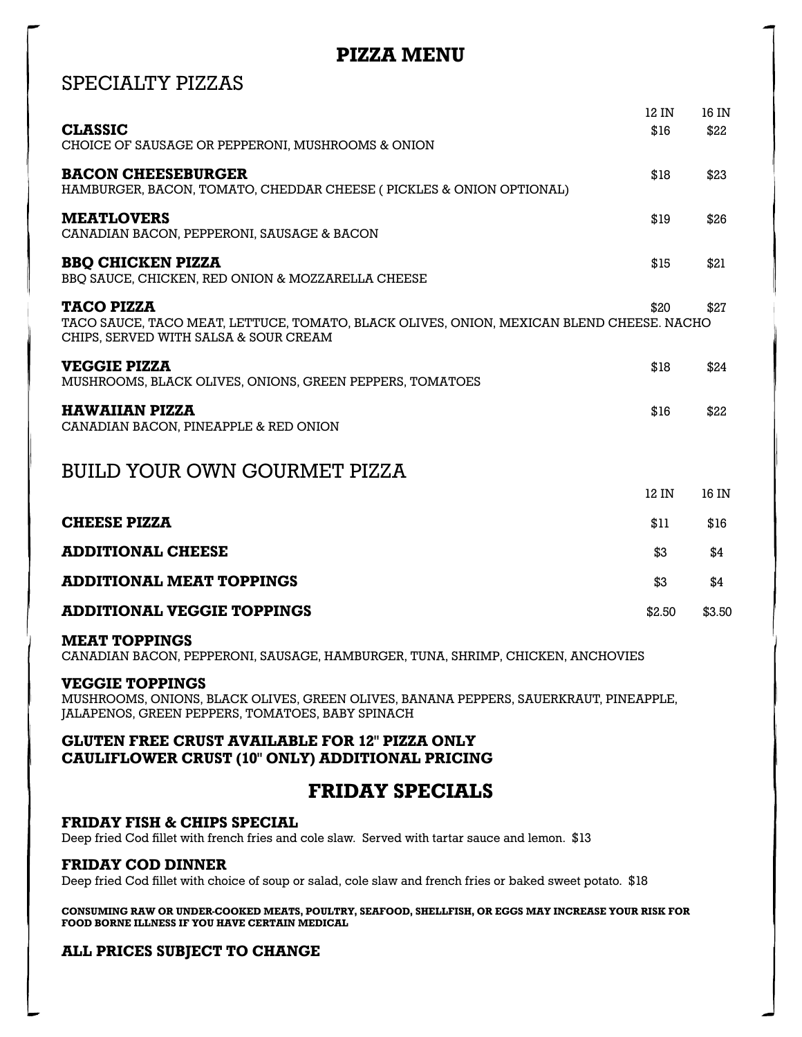# PIZZA MENU

## SPECIALTY PIZZAS

| | 12 IN | 16 IN |
|---|---|---|
| **CLASSIC**<br>CHOICE OF SAUSAGE OR PEPPERONI, MUSHROOMS & ONION | $16 | $22 |
| **BACON CHEESEBURGER**<br>HAMBURGER, BACON, TOMATO, CHEDDAR CHEESE ( PICKLES & ONION OPTIONAL) | $18 | $23 |
| **MEATLOVERS**<br>CANADIAN BACON, PEPPERONI, SAUSAGE & BACON | $19 | $26 |
| **BBQ CHICKEN PIZZA**<br>BBQ SAUCE, CHICKEN, RED ONION & MOZZARELLA CHEESE | $15 | $21 |
| **TACO PIZZA**<br>TACO SAUCE, TACO MEAT, LETTUCE, TOMATO, BLACK OLIVES, ONION, MEXICAN BLEND CHEESE. NACHO CHIPS, SERVED WITH SALSA & SOUR CREAM | $20 | $27 |
| **VEGGIE PIZZA**<br>MUSHROOMS, BLACK OLIVES, ONIONS, GREEN PEPPERS, TOMATOES | $18 | $24 |
| **HAWAIIAN PIZZA**<br>CANADIAN BACON, PINEAPPLE & RED ONION | $16 | $22 |

## BUILD YOUR OWN GOURMET PIZZA

| | 12 IN | 16 IN |
|---|---|---|
| **CHEESE PIZZA** | $11 | $16 |
| **ADDITIONAL CHEESE** | $3 | $4 |
| **ADDITIONAL MEAT TOPPINGS** | $3 | $4 |
| **ADDITIONAL VEGGIE TOPPINGS** | $2.50 | $3.50 |

**MEAT TOPPINGS**
CANADIAN BACON, PEPPERONI, SAUSAGE, HAMBURGER, TUNA, SHRIMP, CHICKEN, ANCHOVIES

**VEGGIE TOPPINGS**
MUSHROOMS, ONIONS, BLACK OLIVES, GREEN OLIVES, BANANA PEPPERS, SAUERKRAUT, PINEAPPLE, JALAPENOS, GREEN PEPPERS, TOMATOES, BABY SPINACH

**GLUTEN FREE CRUST AVAILABLE FOR 12" PIZZA ONLY**
**CAULIFLOWER CRUST (10" ONLY) ADDITIONAL PRICING**

# FRIDAY SPECIALS

**FRIDAY FISH & CHIPS SPECIAL**
Deep fried Cod fillet with french fries and cole slaw. Served with tartar sauce and lemon. $13

**FRIDAY COD DINNER**
Deep fried Cod fillet with choice of soup or salad, cole slaw and french fries or baked sweet potato. $18

**CONSUMING RAW OR UNDER-COOKED MEATS, POULTRY, SEAFOOD, SHELLFISH, OR EGGS MAY INCREASE YOUR RISK FOR FOOD BORNE ILLNESS IF YOU HAVE CERTAIN MEDICAL**

**ALL PRICES SUBJECT TO CHANGE**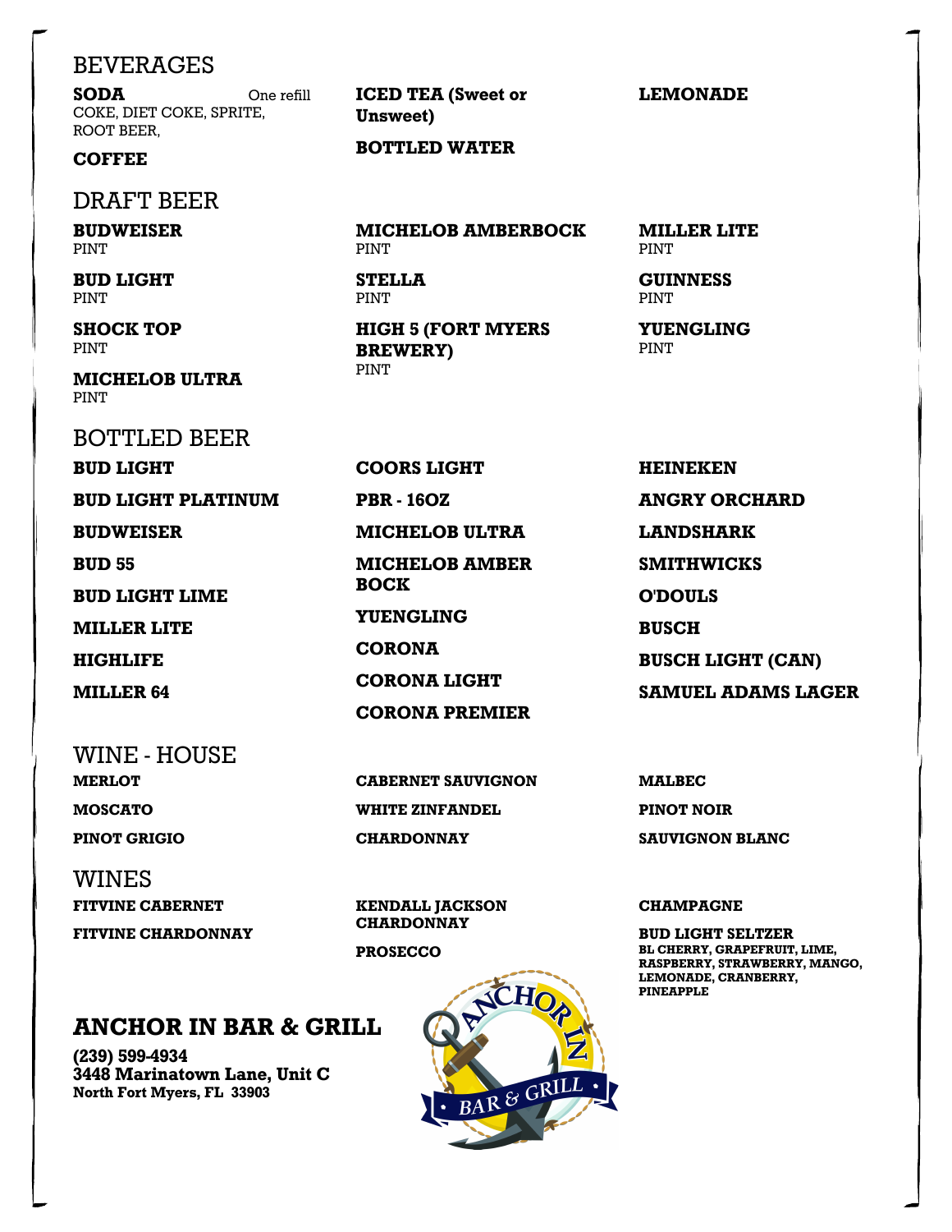## BEVERAGES

**SODA** One refill
COKE, DIET COKE, SPRITE, ROOT BEER,

**COFFEE**

**ICED TEA (Sweet or Unsweet)**

**BOTTLED WATER**

**LEMONADE**

## DRAFT BEER

**BUDWEISER**
PINT

**BUD LIGHT**
PINT

**SHOCK TOP**
PINT

**MICHELOB ULTRA**
PINT

**MICHELOB AMBERBOCK**
PINT

**STELLA**
PINT

**HIGH 5 (FORT MYERS BREWERY)**
PINT

**MILLER LITE**
PINT

**GUINNESS**
PINT

**YUENGLING**
PINT

## BOTTLED BEER

**BUD LIGHT**

**BUD LIGHT PLATINUM**

**BUDWEISER**

**BUD 55**

**BUD LIGHT LIME**

**MILLER LITE**

**HIGHLIFE**

**MILLER 64**

**COORS LIGHT**

**PBR - 16OZ**

**MICHELOB ULTRA**

**MICHELOB AMBER BOCK**

**YUENGLING**

**CORONA**

**CORONA LIGHT**

**CORONA PREMIER**

**HEINEKEN**

**ANGRY ORCHARD**

**LANDSHARK**

**SMITHWICKS**

**O'DOULS**

**BUSCH**

**BUSCH LIGHT (CAN)**

**SAMUEL ADAMS LAGER**

## WINE - HOUSE

**MERLOT**

**MOSCATO**

**PINOT GRIGIO**

**CABERNET SAUVIGNON**

**WHITE ZINFANDEL**

**CHARDONNAY**

**MALBEC**

**PINOT NOIR**

**SAUVIGNON BLANC**

## WINES

**FITVINE CABERNET**

**FITVINE CHARDONNAY**

**KENDALL JACKSON CHARDONNAY**

**PROSECCO**

**CHAMPAGNE**

**BUD LIGHT SELTZER**
**BL CHERRY, GRAPEFRUIT, LIME, RASPBERRY, STRAWBERRY, MANGO, LEMONADE, CRANBERRY, PINEAPPLE**

## ANCHOR IN BAR & GRILL

**(239) 599-4934**
**3448 Marinatown Lane, Unit C**
**North Fort Myers, FL 33903**